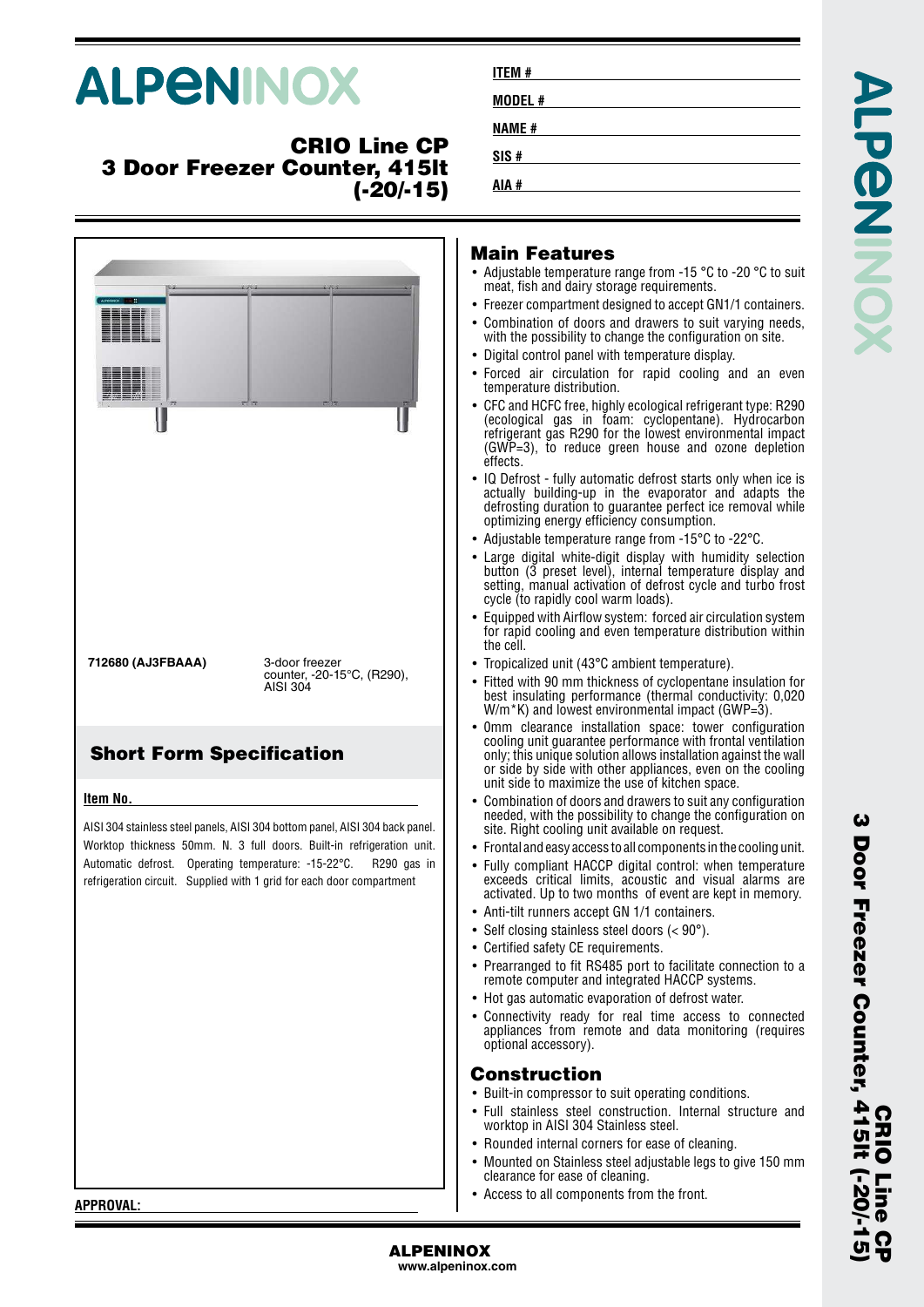# ALPENINOX

## CRIO Line CP
## 3 Door Freezer Counter, 415lt (-20/-15)

**ITEM #**

**MODEL #**

**NAME #**

**SIS #**

**AIA #**

**712680 (AJ3FBAAA)** 3-door freezer counter, -20-15°C, (R290), AISI 304

## Short Form Specification

**Item No.**

AISI 304 stainless steel panels, AISI 304 bottom panel, AISI 304 back panel. Worktop thickness 50mm. N. 3 full doors. Built-in refrigeration unit. Automatic defrost. Operating temperature: -15-22°C. R290 gas in refrigeration circuit. Supplied with 1 grid for each door compartment

## Main Features

- Adjustable temperature range from -15 °C to -20 °C to suit meat, fish and dairy storage requirements.
- Freezer compartment designed to accept GN1/1 containers.
- Combination of doors and drawers to suit varying needs, with the possibility to change the configuration on site.
- Digital control panel with temperature display.
- Forced air circulation for rapid cooling and an even temperature distribution.
- CFC and HCFC free, highly ecological refrigerant type: R290 (ecological gas in foam: cyclopentane). Hydrocarbon refrigerant gas R290 for the lowest environmental impact (GWP=3), to reduce green house and ozone depletion effects.
- IQ Defrost - fully automatic defrost starts only when ice is actually building-up in the evaporator and adapts the defrosting duration to guarantee perfect ice removal while optimizing energy efficiency consumption.
- Adjustable temperature range from -15°C to -22°C.
- Large digital white-digit display with humidity selection button (3 preset level), internal temperature display and setting, manual activation of defrost cycle and turbo frost cycle (to rapidly cool warm loads).
- Equipped with Airflow system: forced air circulation system for rapid cooling and even temperature distribution within the cell.
- Tropicalized unit (43°C ambient temperature).
- Fitted with 90 mm thickness of cyclopentane insulation for best insulating performance (thermal conductivity: 0,020 W/m*K) and lowest environmental impact (GWP=3).
- 0mm clearance installation space: tower configuration cooling unit guarantee performance with frontal ventilation only; this unique solution allows installation against the wall or side by side with other appliances, even on the cooling unit side to maximize the use of kitchen space.
- Combination of doors and drawers to suit any configuration needed, with the possibility to change the configuration on site. Right cooling unit available on request.
- Frontal and easy access to all components in the cooling unit.
- Fully compliant HACCP digital control: when temperature exceeds critical limits, acoustic and visual alarms are activated. Up to two months of event are kept in memory.
- Anti-tilt runners accept GN 1/1 containers.
- Self closing stainless steel doors (< 90°).
- Certified safety CE requirements.
- Prearranged to fit RS485 port to facilitate connection to a remote computer and integrated HACCP systems.
- Hot gas automatic evaporation of defrost water.
- Connectivity ready for real time access to connected appliances from remote and data monitoring (requires optional accessory).

## Construction

- Built-in compressor to suit operating conditions.
- Full stainless steel construction. Internal structure and worktop in AISI 304 Stainless steel.
- Rounded internal corners for ease of cleaning.
- Mounted on Stainless steel adjustable legs to give 150 mm clearance for ease of cleaning.
- Access to all components from the front.

**APPROVAL:**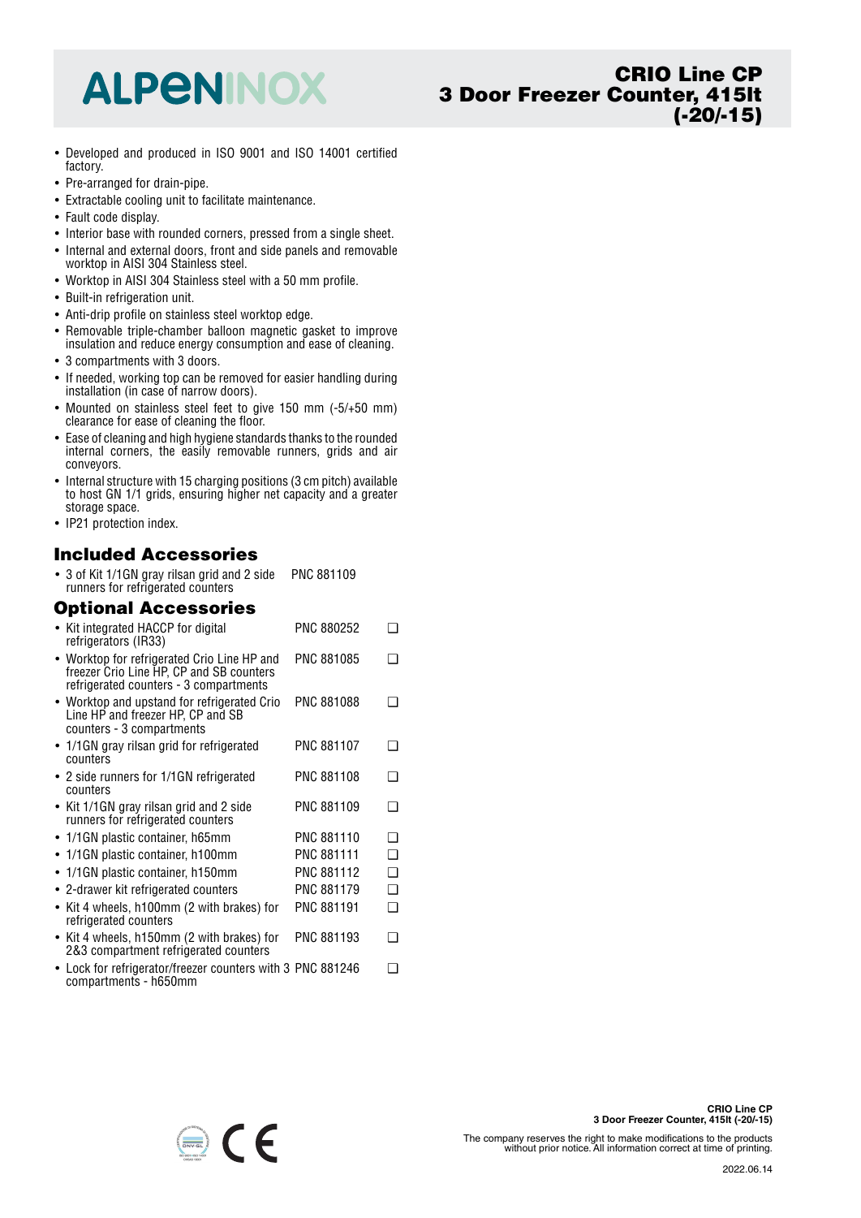# ALPENINOX

## CRIO Line CP 3 Door Freezer Counter, 415lt (-20/-15)

- Developed and produced in ISO 9001 and ISO 14001 certified factory.
- Pre-arranged for drain-pipe.
- Extractable cooling unit to facilitate maintenance.
- Fault code display.
- Interior base with rounded corners, pressed from a single sheet.
- Internal and external doors, front and side panels and removable worktop in AISI 304 Stainless steel.
- Worktop in AISI 304 Stainless steel with a 50 mm profile.
- Built-in refrigeration unit.
- Anti-drip profile on stainless steel worktop edge.
- Removable triple-chamber balloon magnetic gasket to improve insulation and reduce energy consumption and ease of cleaning.
- 3 compartments with 3 doors.
- If needed, working top can be removed for easier handling during installation (in case of narrow doors).
- Mounted on stainless steel feet to give 150 mm (-5/+50 mm) clearance for ease of cleaning the floor.
- Ease of cleaning and high hygiene standards thanks to the rounded internal corners, the easily removable runners, grids and air conveyors.
- Internal structure with 15 charging positions (3 cm pitch) available to host GN 1/1 grids, ensuring higher net capacity and a greater storage space.
- IP21 protection index.

## Included Accessories

| Accessory | PNC |
|---|---|
| 3 of Kit 1/1GN gray rilsan grid and 2 side runners for refrigerated counters | PNC 881109 |

## Optional Accessories

| Accessory | PNC | |
|---|---|---|
| Kit integrated HACCP for digital refrigerators (IR33) | PNC 880252 | ❑ |
| Worktop for refrigerated Crio Line HP and freezer Crio Line HP, CP and SB counters refrigerated counters - 3 compartments | PNC 881085 | ❑ |
| Worktop and upstand for refrigerated Crio Line HP and freezer HP, CP and SB counters - 3 compartments | PNC 881088 | ❑ |
| 1/1GN gray rilsan grid for refrigerated counters | PNC 881107 | ❑ |
| 2 side runners for 1/1GN refrigerated counters | PNC 881108 | ❑ |
| Kit 1/1GN gray rilsan grid and 2 side runners for refrigerated counters | PNC 881109 | ❑ |
| 1/1GN plastic container, h65mm | PNC 881110 | ❑ |
| 1/1GN plastic container, h100mm | PNC 881111 | ❑ |
| 1/1GN plastic container, h150mm | PNC 881112 | ❑ |
| 2-drawer kit refrigerated counters | PNC 881179 | ❑ |
| Kit 4 wheels, h100mm (2 with brakes) for refrigerated counters | PNC 881191 | ❑ |
| Kit 4 wheels, h150mm (2 with brakes) for 2&3 compartment refrigerated counters | PNC 881193 | ❑ |
| Lock for refrigerator/freezer counters with 3 compartments - h650mm | PNC 881246 | ❑ |

The company reserves the right to make modifications to the products without prior notice. All information correct at time of printing.

2022.06.14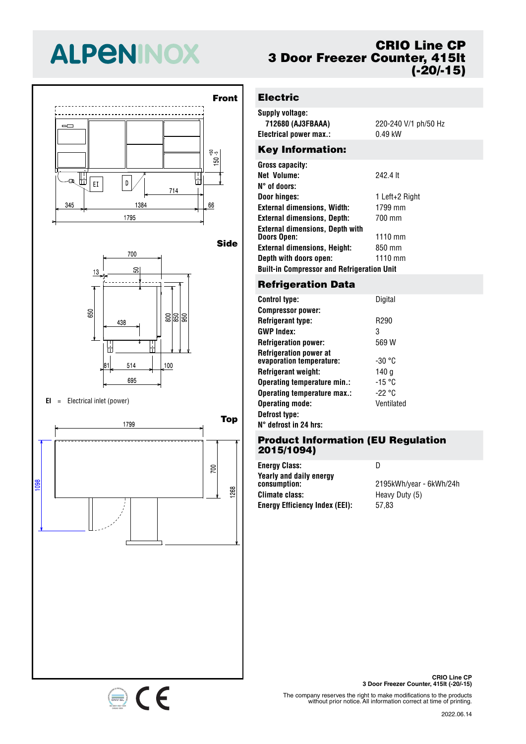# ALPENINOX

## CRIO Line CP
## 3 Door Freezer Counter, 415lt (-20/-15)

**Front**

**Side**

EI = Electrical inlet (power)

**Top**

## Electric

| | |
|---|---|
| **Supply voltage:** | |
| **712680 (AJ3FBAAA)** | 220-240 V/1 ph/50 Hz |
| **Electrical power max.:** | 0.49 kW |

## Key Information:

| | |
|---|---|
| **Gross capacity:** | |
| **Net Volume:** | 242.4 lt |
| **N° of doors:** | |
| **Door hinges:** | 1 Left+2 Right |
| **External dimensions, Width:** | 1799 mm |
| **External dimensions, Depth:** | 700 mm |
| **External dimensions, Depth with Doors Open:** | 1110 mm |
| **External dimensions, Height:** | 850 mm |
| **Depth with doors open:** | 1110 mm |
| **Built-in Compressor and Refrigeration Unit** | |

## Refrigeration Data

| | |
|---|---|
| **Control type:** | Digital |
| **Compressor power:** | |
| **Refrigerant type:** | R290 |
| **GWP Index:** | 3 |
| **Refrigeration power:** | 569 W |
| **Refrigeration power at evaporation temperature:** | -30 °C |
| **Refrigerant weight:** | 140 g |
| **Operating temperature min.:** | -15 °C |
| **Operating temperature max.:** | -22 °C |
| **Operating mode:** | Ventilated |
| **Defrost type:** | |
| **N° defrost in 24 hrs:** | |

## Product Information (EU Regulation 2015/1094)

| | |
|---|---|
| **Energy Class:** | D |
| **Yearly and daily energy consumption:** | 2195kWh/year - 6kWh/24h |
| **Climate class:** | Heavy Duty (5) |
| **Energy Efficiency Index (EEI):** | 57,83 |

**CRIO Line CP**
**3 Door Freezer Counter, 415lt (-20/-15)**

The company reserves the right to make modifications to the products without prior notice. All information correct at time of printing.

2022.06.14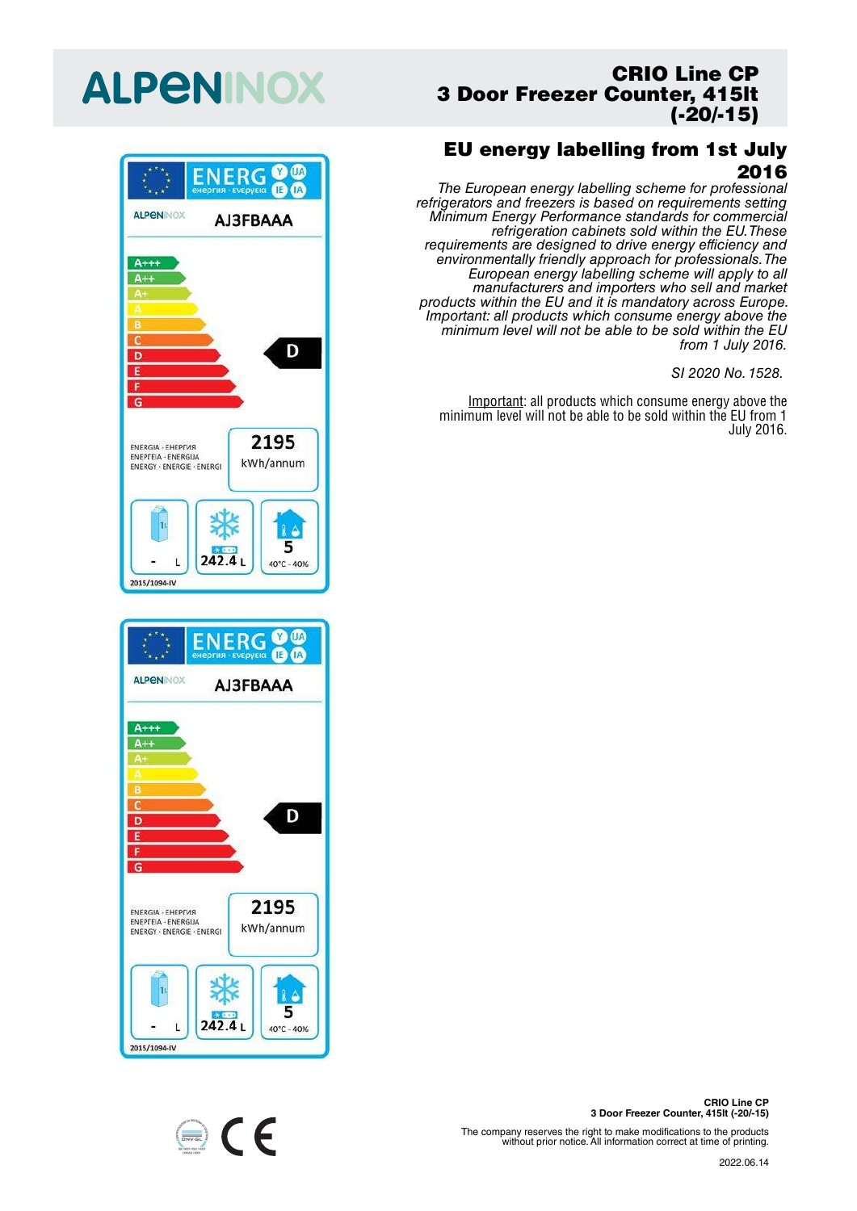# CRIO Line CP
## 3 Door Freezer Counter, 415lt (-20/-15)

ALPENINOX

AJ3FBAAA

A+++
A++
A+
A
B
C
D
E
F
G

D

ENERGIA · ЕНЕРГИЯ
ΕΝΕΡΓΕΙΑ · ENERGIJA
ENERGY · ENERGIE · ENERGI

2195 kWh/annum

- L

242.4 L

5

40°C - 40%

2015/1094-IV

ALPENINOX

AJ3FBAAA

A+++
A++
A+
A
B
C
D
E
F
G

D

ENERGIA · ЕНЕРГИЯ
ΕΝΕΡΓΕΙΑ · ENERGIJA
ENERGY · ENERGIE · ENERGI

2195 kWh/annum

- L

242.4 L

5

40°C - 40%

2015/1094-IV

## EU energy labelling from 1st July 2016

*The European energy labelling scheme for professional refrigerators and freezers is based on requirements setting Minimum Energy Performance standards for commercial refrigeration cabinets sold within the EU. These requirements are designed to drive energy efficiency and environmentally friendly approach for professionals. The European energy labelling scheme will apply to all manufacturers and importers who sell and market products within the EU and it is mandatory across Europe. Important: all products which consume energy above the minimum level will not be able to be sold within the EU from 1 July 2016.*

*SI 2020 No. 1528.*

Important: all products which consume energy above the minimum level will not be able to be sold within the EU from 1 July 2016.

**CRIO Line CP**
**3 Door Freezer Counter, 415lt (-20/-15)**

The company reserves the right to make modifications to the products without prior notice. All information correct at time of printing.

2022.06.14